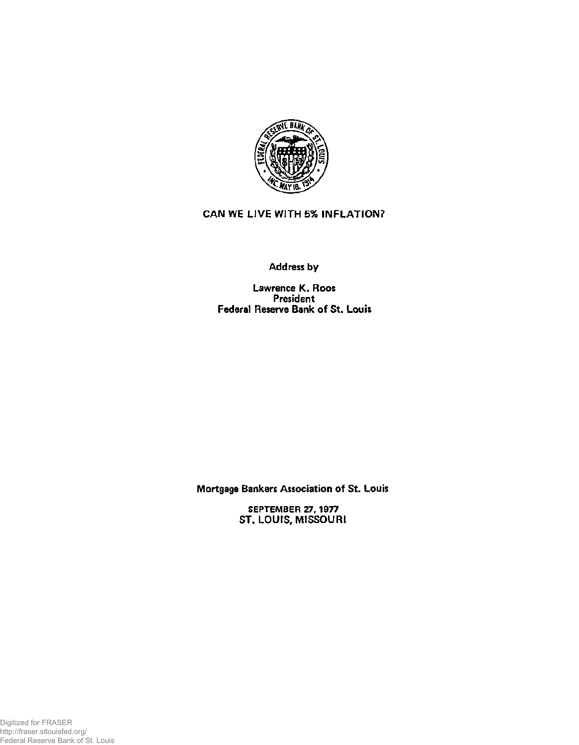# CAN WE LIVE WITH 5% INFLATION?

Address by

Lawrence K. Roos
President
Federal Reserve Bank of St. Louis

Mortgage Bankers Association of St. Louis

SEPTEMBER 27, 1977
ST. LOUIS, MISSOURI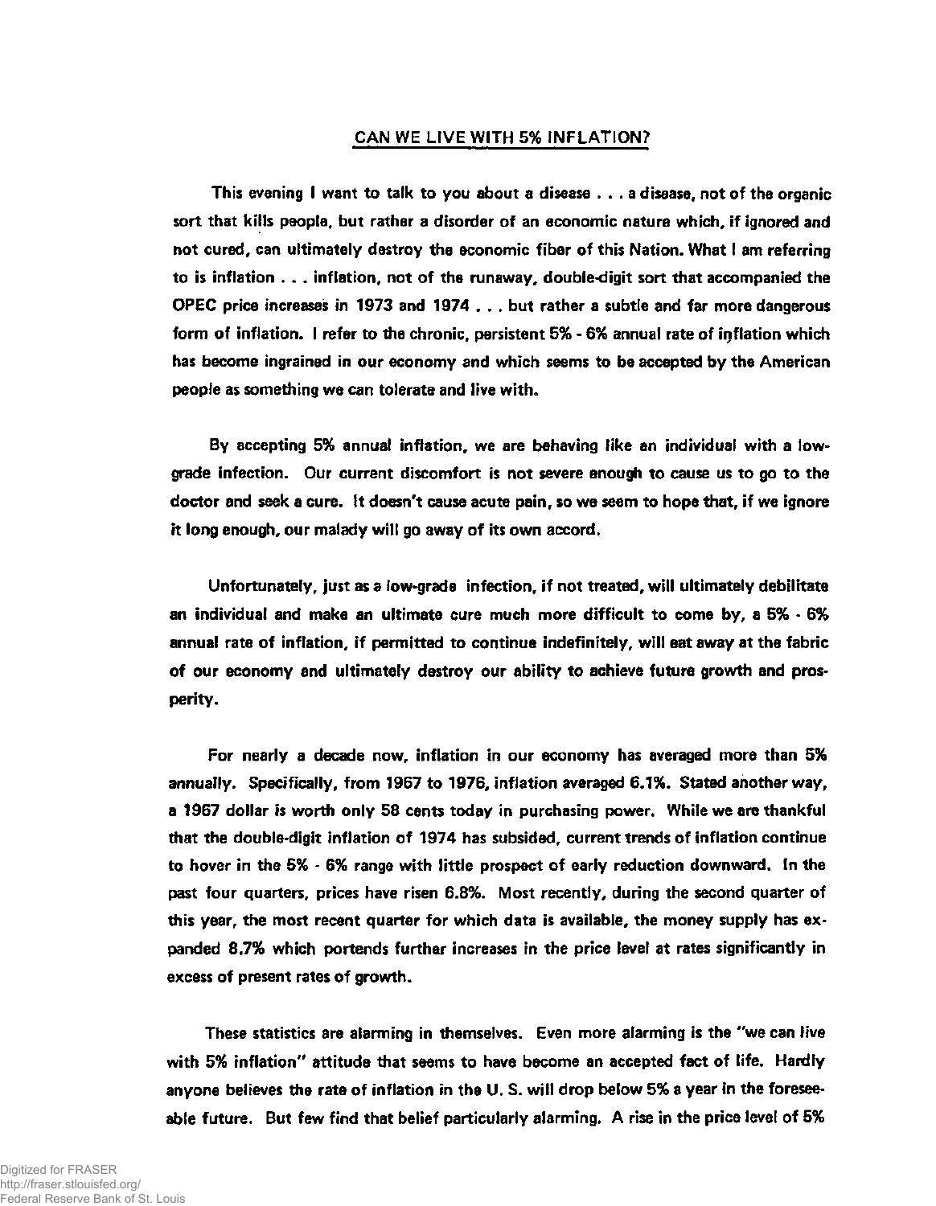## CAN WE LIVE WITH 5% INFLATION?

This evening I want to talk to you about a disease . . . a disease, not of the organic sort that kills people, but rather a disorder of an economic nature which, if ignored and not cured, can ultimately destroy the economic fiber of this Nation. What I am referring to is inflation . . . inflation, not of the runaway, double-digit sort that accompanied the OPEC price increases in 1973 and 1974 . . . but rather a subtle and far more dangerous form of inflation. I refer to the chronic, persistent 5% - 6% annual rate of inflation which has become ingrained in our economy and which seems to be accepted by the American people as something we can tolerate and live with.

By accepting 5% annual inflation, we are behaving like an individual with a low-grade infection. Our current discomfort is not severe enough to cause us to go to the doctor and seek a cure. It doesn't cause acute pain, so we seem to hope that, if we ignore it long enough, our malady will go away of its own accord.

Unfortunately, just as a low-grade infection, if not treated, will ultimately debilitate an individual and make an ultimate cure much more difficult to come by, a 5% - 6% annual rate of inflation, if permitted to continue indefinitely, will eat away at the fabric of our economy and ultimately destroy our ability to achieve future growth and prosperity.

For nearly a decade now, inflation in our economy has averaged more than 5% annually. Specifically, from 1967 to 1976, inflation averaged 6.1%. Stated another way, a 1967 dollar is worth only 58 cents today in purchasing power. While we are thankful that the double-digit inflation of 1974 has subsided, current trends of inflation continue to hover in the 5% - 6% range with little prospect of early reduction downward. In the past four quarters, prices have risen 6.8%. Most recently, during the second quarter of this year, the most recent quarter for which data is available, the money supply has expanded 8.7% which portends further increases in the price level at rates significantly in excess of present rates of growth.

These statistics are alarming in themselves. Even more alarming is the "we can live with 5% inflation" attitude that seems to have become an accepted fact of life. Hardly anyone believes the rate of inflation in the U. S. will drop below 5% a year in the foreseeable future. But few find that belief particularly alarming. A rise in the price level of 5%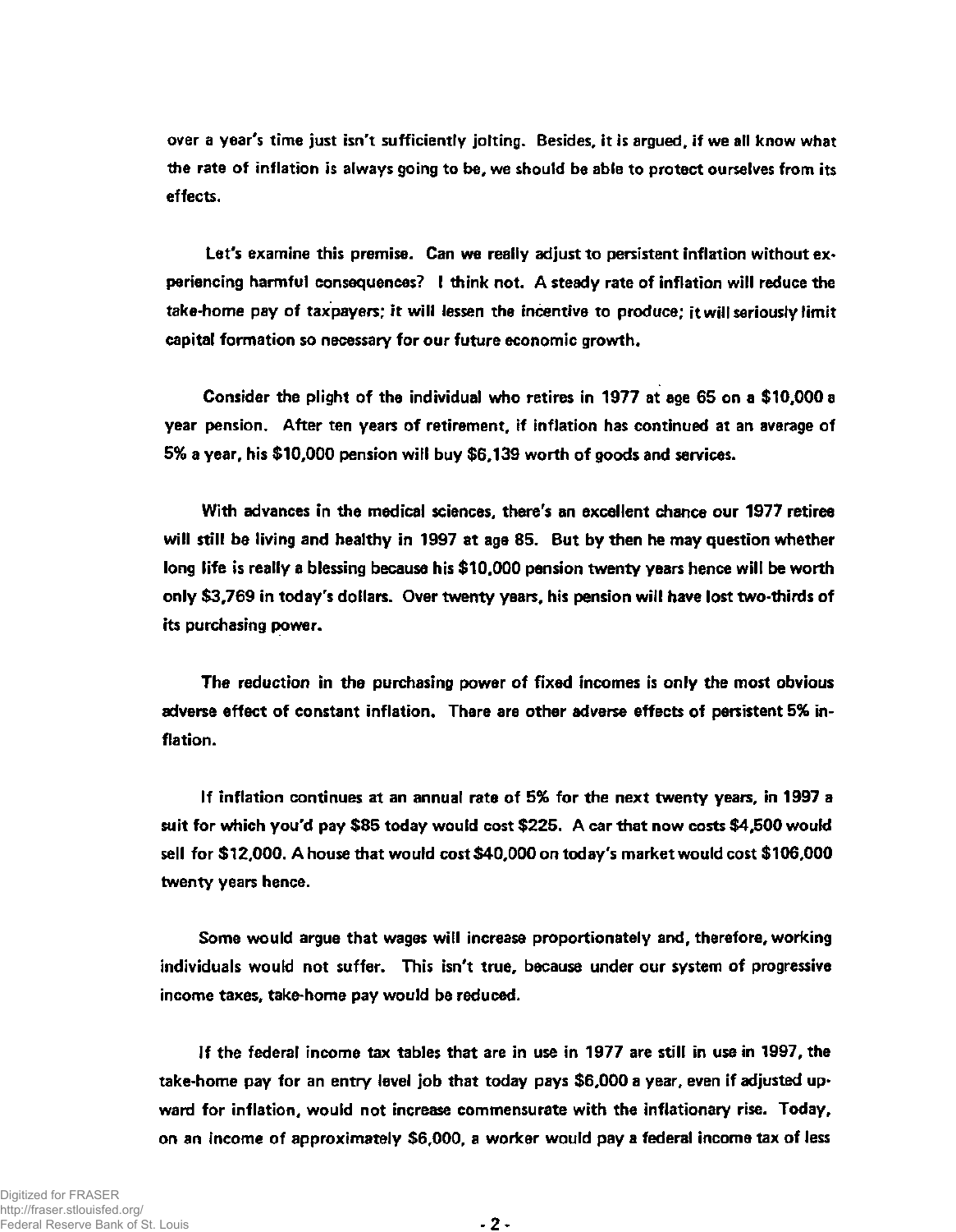over a year's time just isn't sufficiently jolting. Besides, it is argued, if we all know what the rate of inflation is always going to be, we should be able to protect ourselves from its effects.

Let's examine this premise. Can we really adjust to persistent inflation without experiencing harmful consequences? I think not. A steady rate of inflation will reduce the take-home pay of taxpayers; it will lessen the incentive to produce; it will seriously limit capital formation so necessary for our future economic growth.

Consider the plight of the individual who retires in 1977 at age 65 on a $10,000 a year pension. After ten years of retirement, if inflation has continued at an average of 5% a year, his $10,000 pension will buy $6,139 worth of goods and services.

With advances in the medical sciences, there's an excellent chance our 1977 retiree will still be living and healthy in 1997 at age 85. But by then he may question whether long life is really a blessing because his $10,000 pension twenty years hence will be worth only $3,769 in today's dollars. Over twenty years, his pension will have lost two-thirds of its purchasing power.

The reduction in the purchasing power of fixed incomes is only the most obvious adverse effect of constant inflation. There are other adverse effects of persistent 5% inflation.

If inflation continues at an annual rate of 5% for the next twenty years, in 1997 a suit for which you'd pay $85 today would cost $225. A car that now costs $4,500 would sell for $12,000. A house that would cost $40,000 on today's market would cost $106,000 twenty years hence.

Some would argue that wages will increase proportionately and, therefore, working individuals would not suffer. This isn't true, because under our system of progressive income taxes, take-home pay would be reduced.

If the federal income tax tables that are in use in 1977 are still in use in 1997, the take-home pay for an entry level job that today pays $6,000 a year, even if adjusted upward for inflation, would not increase commensurate with the inflationary rise. Today, on an income of approximately $6,000, a worker would pay a federal income tax of less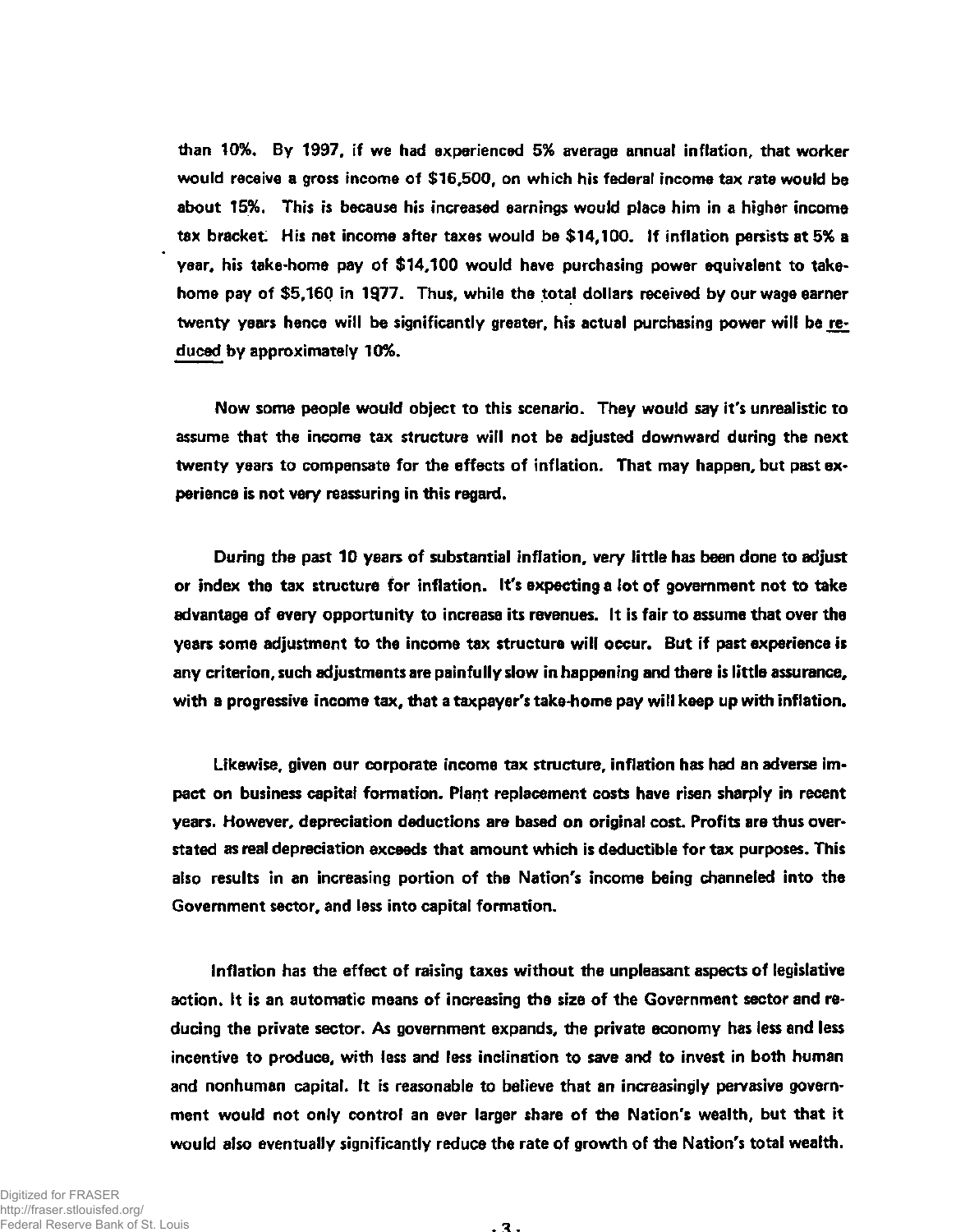than 10%. By 1997, if we had experienced 5% average annual inflation, that worker would receive a gross income of $16,500, on which his federal income tax rate would be about 15%. This is because his increased earnings would place him in a higher income tax bracket. His net income after taxes would be $14,100. If inflation persists at 5% a year, his take-home pay of $14,100 would have purchasing power equivalent to take-home pay of $5,160 in 1977. Thus, while the total dollars received by our wage earner twenty years hence will be significantly greater, his actual purchasing power will be <u>reduced</u> by approximately 10%.

Now some people would object to this scenario. They would say it's unrealistic to assume that the income tax structure will not be adjusted downward during the next twenty years to compensate for the effects of inflation. That may happen, but past experience is not very reassuring in this regard.

During the past 10 years of substantial inflation, very little has been done to adjust or index the tax structure for inflation. It's expecting a lot of government not to take advantage of every opportunity to increase its revenues. It is fair to assume that over the years some adjustment to the income tax structure will occur. But if past experience is any criterion, such adjustments are painfully slow in happening and there is little assurance, with a progressive income tax, that a taxpayer's take-home pay will keep up with inflation.

Likewise, given our corporate income tax structure, inflation has had an adverse impact on business capital formation. Plant replacement costs have risen sharply in recent years. However, depreciation deductions are based on original cost. Profits are thus overstated as real depreciation exceeds that amount which is deductible for tax purposes. This also results in an increasing portion of the Nation's income being channeled into the Government sector, and less into capital formation.

Inflation has the effect of raising taxes without the unpleasant aspects of legislative action. It is an automatic means of increasing the size of the Government sector and reducing the private sector. As government expands, the private economy has less and less incentive to produce, with less and less inclination to save and to invest in both human and nonhuman capital. It is reasonable to believe that an increasingly pervasive government would not only control an ever larger share of the Nation's wealth, but that it would also eventually significantly reduce the rate of growth of the Nation's total wealth.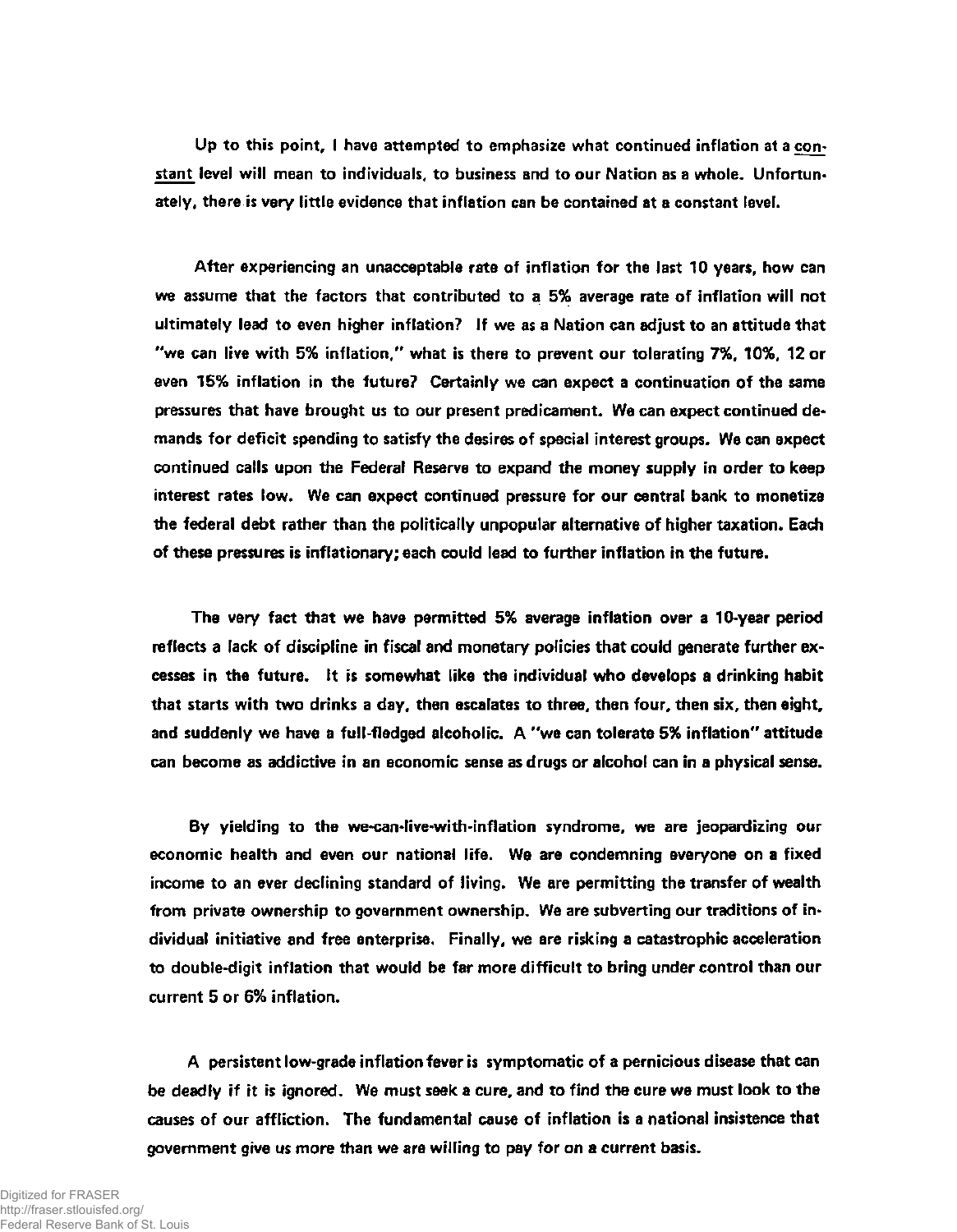Up to this point, I have attempted to emphasize what continued inflation at a constant level will mean to individuals, to business and to our Nation as a whole. Unfortunately, there is very little evidence that inflation can be contained at a constant level.

After experiencing an unacceptable rate of inflation for the last 10 years, how can we assume that the factors that contributed to a 5% average rate of inflation will not ultimately lead to even higher inflation? If we as a Nation can adjust to an attitude that "we can live with 5% inflation," what is there to prevent our tolerating 7%, 10%, 12 or even 15% inflation in the future? Certainly we can expect a continuation of the same pressures that have brought us to our present predicament. We can expect continued demands for deficit spending to satisfy the desires of special interest groups. We can expect continued calls upon the Federal Reserve to expand the money supply in order to keep interest rates low. We can expect continued pressure for our central bank to monetize the federal debt rather than the politically unpopular alternative of higher taxation. Each of these pressures is inflationary; each could lead to further inflation in the future.

The very fact that we have permitted 5% average inflation over a 10-year period reflects a lack of discipline in fiscal and monetary policies that could generate further excesses in the future. It is somewhat like the individual who develops a drinking habit that starts with two drinks a day, then escalates to three, then four, then six, then eight, and suddenly we have a full-fledged alcoholic. A "we can tolerate 5% inflation" attitude can become as addictive in an economic sense as drugs or alcohol can in a physical sense.

By yielding to the we-can-live-with-inflation syndrome, we are jeopardizing our economic health and even our national life. We are condemning everyone on a fixed income to an ever declining standard of living. We are permitting the transfer of wealth from private ownership to government ownership. We are subverting our traditions of individual initiative and free enterprise. Finally, we are risking a catastrophic acceleration to double-digit inflation that would be far more difficult to bring under control than our current 5 or 6% inflation.

A persistent low-grade inflation fever is symptomatic of a pernicious disease that can be deadly if it is ignored. We must seek a cure, and to find the cure we must look to the causes of our affliction. The fundamental cause of inflation is a national insistence that government give us more than we are willing to pay for on a current basis.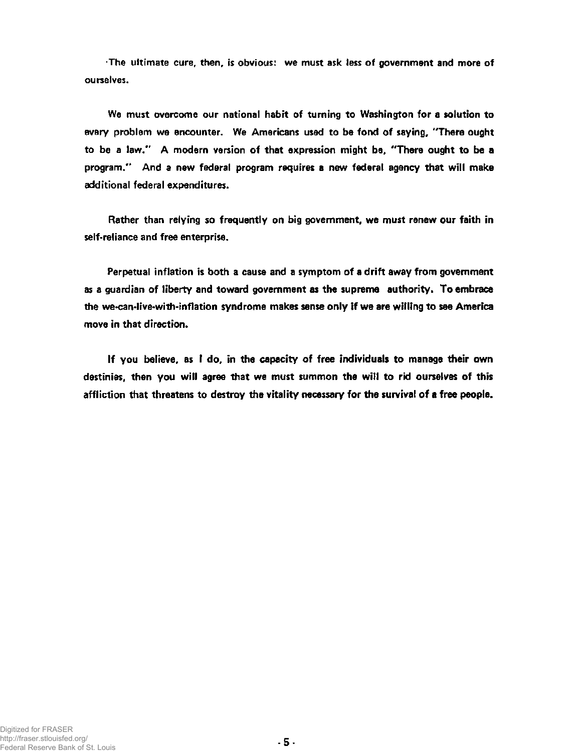The ultimate cure, then, is obvious: we must ask less of government and more of ourselves.

We must overcome our national habit of turning to Washington for a solution to every problem we encounter. We Americans used to be fond of saying, "There ought to be a law." A modern version of that expression might be, "There ought to be a program." And a new federal program requires a new federal agency that will make additional federal expenditures.

Rather than relying so frequently on big government, we must renew our faith in self-reliance and free enterprise.

Perpetual inflation is both a cause and a symptom of a drift away from government as a guardian of liberty and toward government as the supreme authority. To embrace the we-can-live-with-inflation syndrome makes sense only if we are willing to see America move in that direction.

If you believe, as I do, in the capacity of free individuals to manage their own destinies, then you will agree that we must summon the will to rid ourselves of this affliction that threatens to destroy the vitality necessary for the survival of a free people.